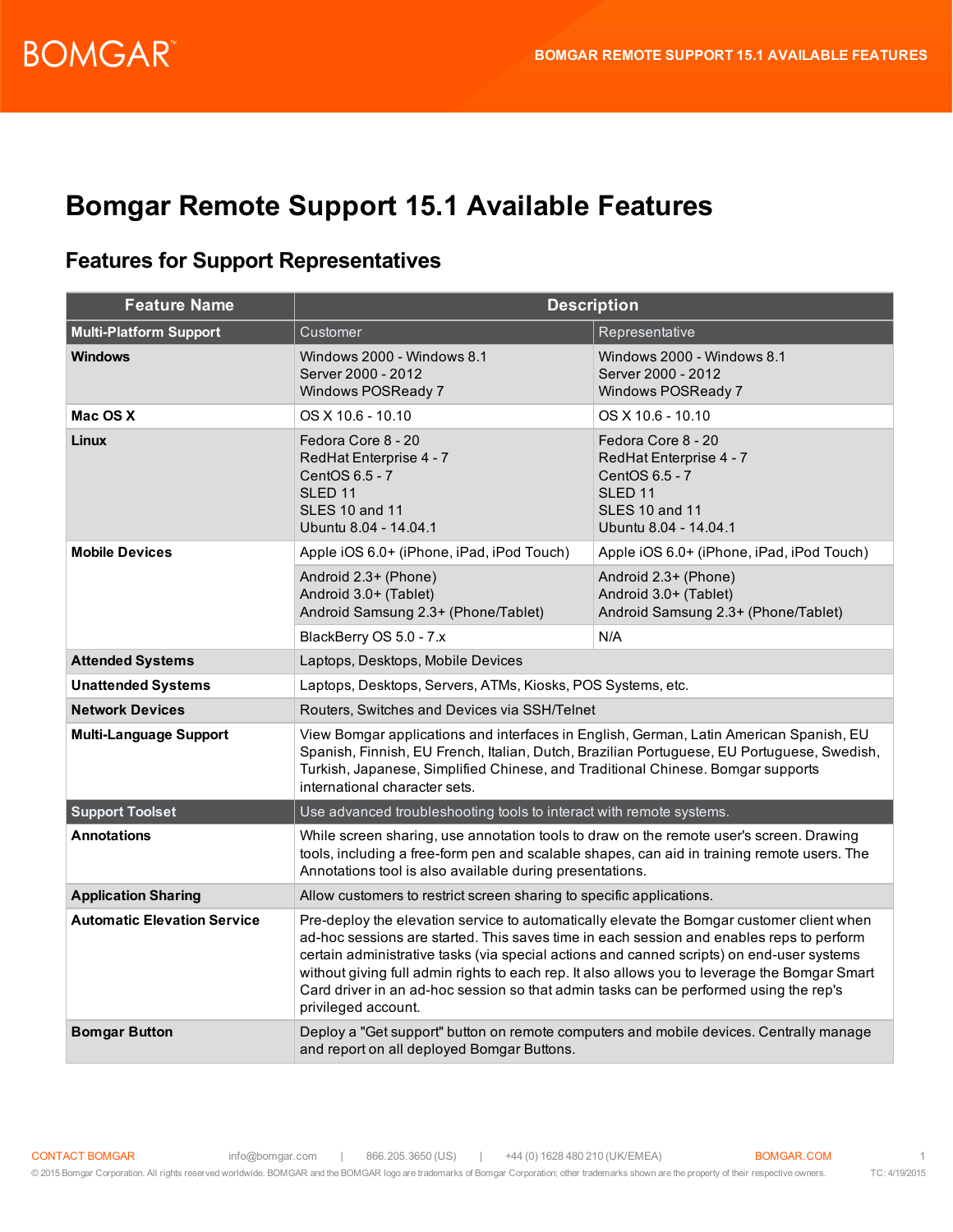# Bomgar Remote Support 15.1 Available Features

## Features for Support Representatives

| Feature Name | Description | |
|---|---|---|
| **Multi-Platform Support** | Customer | Representative |
| **Windows** | Windows 2000 - Windows 8.1<br>Server 2000 - 2012<br>Windows POSReady 7 | Windows 2000 - Windows 8.1<br>Server 2000 - 2012<br>Windows POSReady 7 |
| **Mac OS X** | OS X 10.6 - 10.10 | OS X 10.6 - 10.10 |
| **Linux** | Fedora Core 8 - 20<br>RedHat Enterprise 4 - 7<br>CentOS 6.5 - 7<br>SLED 11<br>SLES 10 and 11<br>Ubuntu 8.04 - 14.04.1 | Fedora Core 8 - 20<br>RedHat Enterprise 4 - 7<br>CentOS 6.5 - 7<br>SLED 11<br>SLES 10 and 11<br>Ubuntu 8.04 - 14.04.1 |
| **Mobile Devices** | Apple iOS 6.0+ (iPhone, iPad, iPod Touch) | Apple iOS 6.0+ (iPhone, iPad, iPod Touch) |
| | Android 2.3+ (Phone)<br>Android 3.0+ (Tablet)<br>Android Samsung 2.3+ (Phone/Tablet) | Android 2.3+ (Phone)<br>Android 3.0+ (Tablet)<br>Android Samsung 2.3+ (Phone/Tablet) |
| | BlackBerry OS 5.0 - 7.x | N/A |
| **Attended Systems** | Laptops, Desktops, Mobile Devices | |
| **Unattended Systems** | Laptops, Desktops, Servers, ATMs, Kiosks, POS Systems, etc. | |
| **Network Devices** | Routers, Switches and Devices via SSH/Telnet | |
| **Multi-Language Support** | View Bomgar applications and interfaces in English, German, Latin American Spanish, EU Spanish, Finnish, EU French, Italian, Dutch, Brazilian Portuguese, EU Portuguese, Swedish, Turkish, Japanese, Simplified Chinese, and Traditional Chinese. Bomgar supports international character sets. | |
| **Support Toolset** | Use advanced troubleshooting tools to interact with remote systems. | |
| **Annotations** | While screen sharing, use annotation tools to draw on the remote user's screen. Drawing tools, including a free-form pen and scalable shapes, can aid in training remote users. The Annotations tool is also available during presentations. | |
| **Application Sharing** | Allow customers to restrict screen sharing to specific applications. | |
| **Automatic Elevation Service** | Pre-deploy the elevation service to automatically elevate the Bomgar customer client when ad-hoc sessions are started. This saves time in each session and enables reps to perform certain administrative tasks (via special actions and canned scripts) on end-user systems without giving full admin rights to each rep. It also allows you to leverage the Bomgar Smart Card driver in an ad-hoc session so that admin tasks can be performed using the rep's privileged account. | |
| **Bomgar Button** | Deploy a "Get support" button on remote computers and mobile devices. Centrally manage and report on all deployed Bomgar Buttons. | |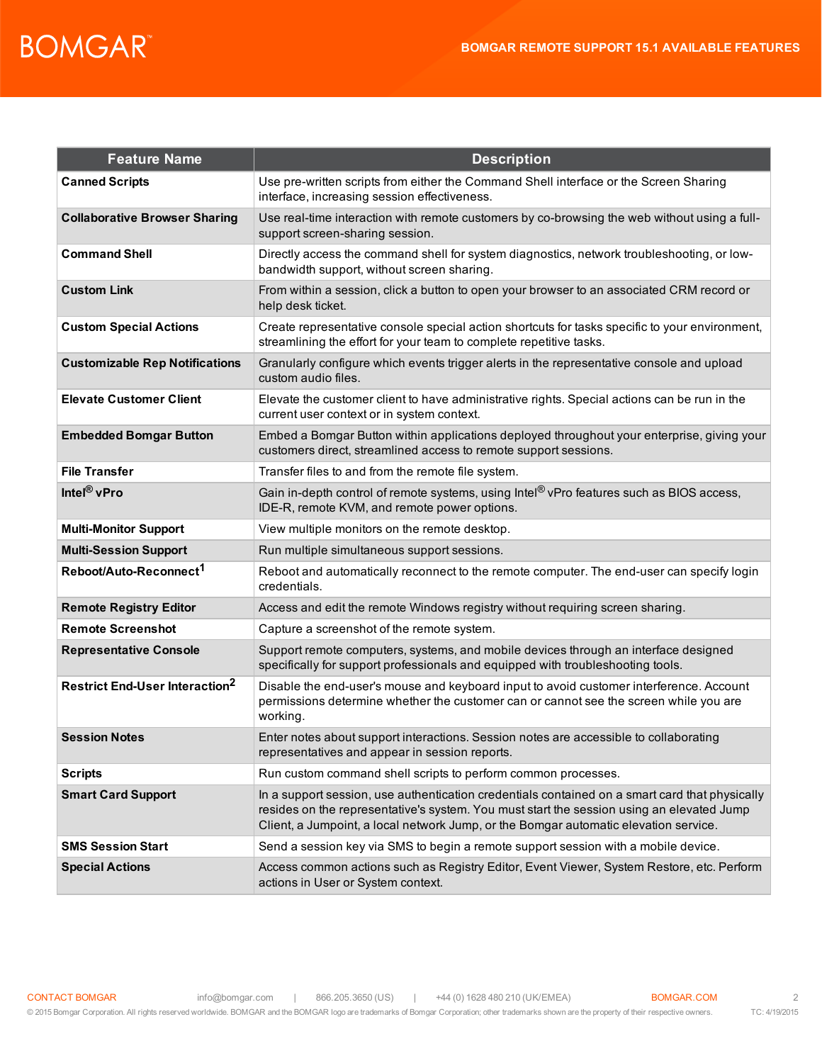| Feature Name | Description |
|---|---|
| **Canned Scripts** | Use pre-written scripts from either the Command Shell interface or the Screen Sharing interface, increasing session effectiveness. |
| **Collaborative Browser Sharing** | Use real-time interaction with remote customers by co-browsing the web without using a full-support screen-sharing session. |
| **Command Shell** | Directly access the command shell for system diagnostics, network troubleshooting, or low-bandwidth support, without screen sharing. |
| **Custom Link** | From within a session, click a button to open your browser to an associated CRM record or help desk ticket. |
| **Custom Special Actions** | Create representative console special action shortcuts for tasks specific to your environment, streamlining the effort for your team to complete repetitive tasks. |
| **Customizable Rep Notifications** | Granularly configure which events trigger alerts in the representative console and upload custom audio files. |
| **Elevate Customer Client** | Elevate the customer client to have administrative rights. Special actions can be run in the current user context or in system context. |
| **Embedded Bomgar Button** | Embed a Bomgar Button within applications deployed throughout your enterprise, giving your customers direct, streamlined access to remote support sessions. |
| **File Transfer** | Transfer files to and from the remote file system. |
| **Intel® vPro** | Gain in-depth control of remote systems, using Intel® vPro features such as BIOS access, IDE-R, remote KVM, and remote power options. |
| **Multi-Monitor Support** | View multiple monitors on the remote desktop. |
| **Multi-Session Support** | Run multiple simultaneous support sessions. |
| **Reboot/Auto-Reconnect**[1] | Reboot and automatically reconnect to the remote computer. The end-user can specify login credentials. |
| **Remote Registry Editor** | Access and edit the remote Windows registry without requiring screen sharing. |
| **Remote Screenshot** | Capture a screenshot of the remote system. |
| **Representative Console** | Support remote computers, systems, and mobile devices through an interface designed specifically for support professionals and equipped with troubleshooting tools. |
| **Restrict End-User Interaction**[2] | Disable the end-user's mouse and keyboard input to avoid customer interference. Account permissions determine whether the customer can or cannot see the screen while you are working. |
| **Session Notes** | Enter notes about support interactions. Session notes are accessible to collaborating representatives and appear in session reports. |
| **Scripts** | Run custom command shell scripts to perform common processes. |
| **Smart Card Support** | In a support session, use authentication credentials contained on a smart card that physically resides on the representative's system. You must start the session using an elevated Jump Client, a Jumpoint, a local network Jump, or the Bomgar automatic elevation service. |
| **SMS Session Start** | Send a session key via SMS to begin a remote support session with a mobile device. |
| **Special Actions** | Access common actions such as Registry Editor, Event Viewer, System Restore, etc. Perform actions in User or System context. |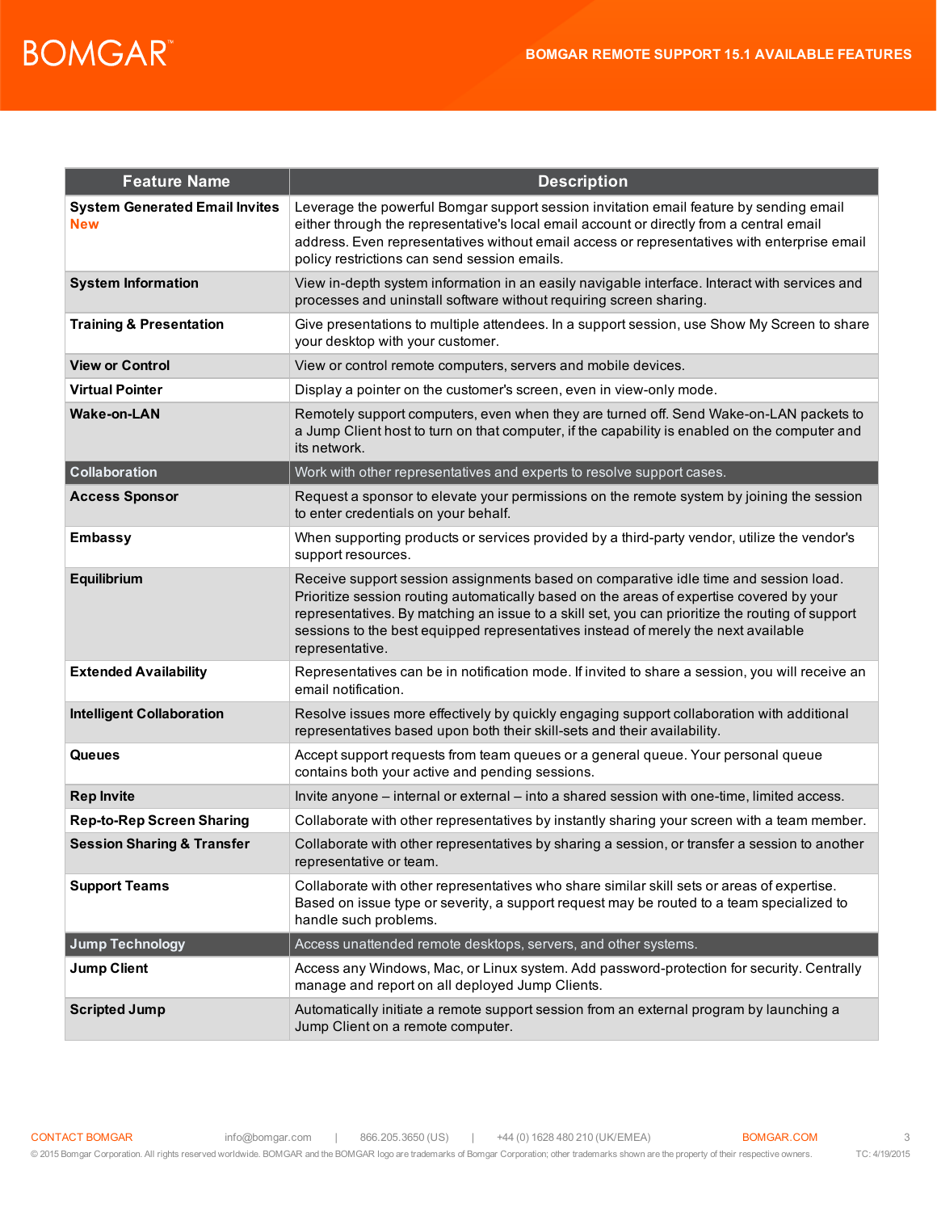| Feature Name | Description |
| --- | --- |
| **System Generated Email Invites** New | Leverage the powerful Bomgar support session invitation email feature by sending email either through the representative's local email account or directly from a central email address. Even representatives without email access or representatives with enterprise email policy restrictions can send session emails. |
| **System Information** | View in-depth system information in an easily navigable interface. Interact with services and processes and uninstall software without requiring screen sharing. |
| **Training & Presentation** | Give presentations to multiple attendees. In a support session, use Show My Screen to share your desktop with your customer. |
| **View or Control** | View or control remote computers, servers and mobile devices. |
| **Virtual Pointer** | Display a pointer on the customer's screen, even in view-only mode. |
| **Wake-on-LAN** | Remotely support computers, even when they are turned off. Send Wake-on-LAN packets to a Jump Client host to turn on that computer, if the capability is enabled on the computer and its network. |
| **Collaboration** | Work with other representatives and experts to resolve support cases. |
| **Access Sponsor** | Request a sponsor to elevate your permissions on the remote system by joining the session to enter credentials on your behalf. |
| **Embassy** | When supporting products or services provided by a third-party vendor, utilize the vendor's support resources. |
| **Equilibrium** | Receive support session assignments based on comparative idle time and session load. Prioritize session routing automatically based on the areas of expertise covered by your representatives. By matching an issue to a skill set, you can prioritize the routing of support sessions to the best equipped representatives instead of merely the next available representative. |
| **Extended Availability** | Representatives can be in notification mode. If invited to share a session, you will receive an email notification. |
| **Intelligent Collaboration** | Resolve issues more effectively by quickly engaging support collaboration with additional representatives based upon both their skill-sets and their availability. |
| **Queues** | Accept support requests from team queues or a general queue. Your personal queue contains both your active and pending sessions. |
| **Rep Invite** | Invite anyone – internal or external – into a shared session with one-time, limited access. |
| **Rep-to-Rep Screen Sharing** | Collaborate with other representatives by instantly sharing your screen with a team member. |
| **Session Sharing & Transfer** | Collaborate with other representatives by sharing a session, or transfer a session to another representative or team. |
| **Support Teams** | Collaborate with other representatives who share similar skill sets or areas of expertise. Based on issue type or severity, a support request may be routed to a team specialized to handle such problems. |
| **Jump Technology** | Access unattended remote desktops, servers, and other systems. |
| **Jump Client** | Access any Windows, Mac, or Linux system. Add password-protection for security. Centrally manage and report on all deployed Jump Clients. |
| **Scripted Jump** | Automatically initiate a remote support session from an external program by launching a Jump Client on a remote computer. |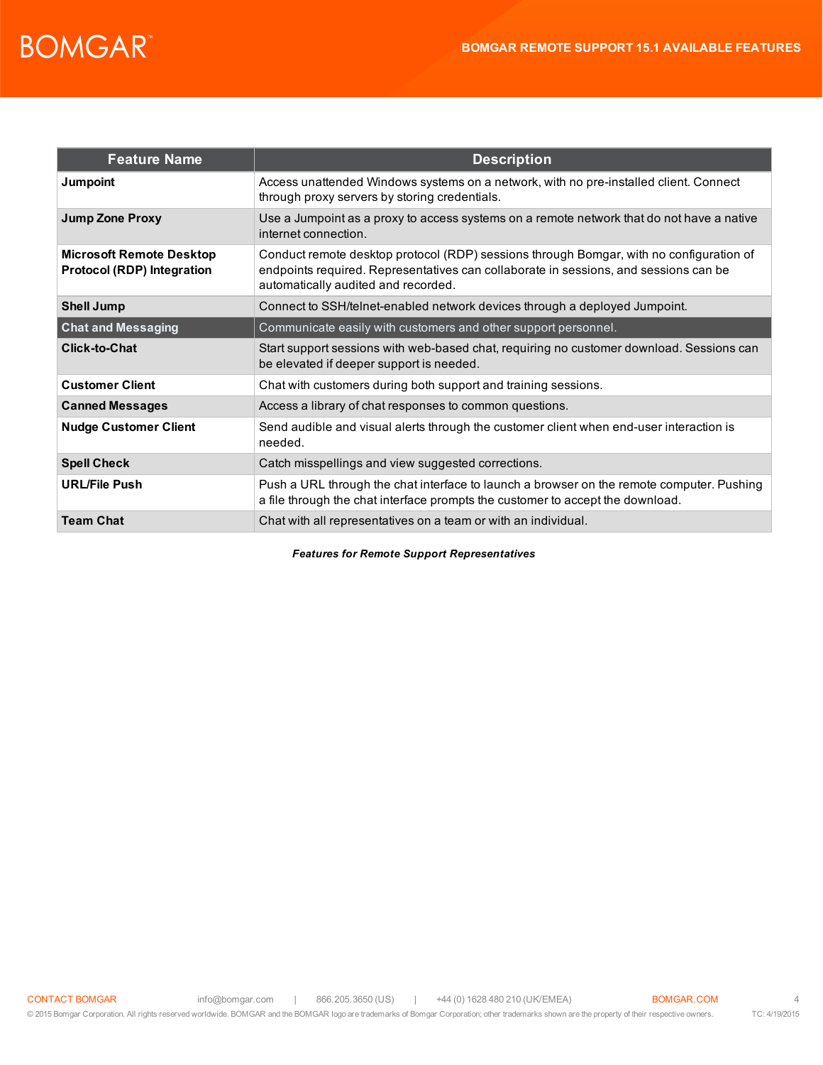| Feature Name | Description |
|---|---|
| **Jumpoint** | Access unattended Windows systems on a network, with no pre-installed client. Connect through proxy servers by storing credentials. |
| **Jump Zone Proxy** | Use a Jumpoint as a proxy to access systems on a remote network that do not have a native internet connection. |
| **Microsoft Remote Desktop Protocol (RDP) Integration** | Conduct remote desktop protocol (RDP) sessions through Bomgar, with no configuration of endpoints required. Representatives can collaborate in sessions, and sessions can be automatically audited and recorded. |
| **Shell Jump** | Connect to SSH/telnet-enabled network devices through a deployed Jumpoint. |
| **Chat and Messaging** | Communicate easily with customers and other support personnel. |
| **Click-to-Chat** | Start support sessions with web-based chat, requiring no customer download. Sessions can be elevated if deeper support is needed. |
| **Customer Client** | Chat with customers during both support and training sessions. |
| **Canned Messages** | Access a library of chat responses to common questions. |
| **Nudge Customer Client** | Send audible and visual alerts through the customer client when end-user interaction is needed. |
| **Spell Check** | Catch misspellings and view suggested corrections. |
| **URL/File Push** | Push a URL through the chat interface to launch a browser on the remote computer. Pushing a file through the chat interface prompts the customer to accept the download. |
| **Team Chat** | Chat with all representatives on a team or with an individual. |

***Features for Remote Support Representatives***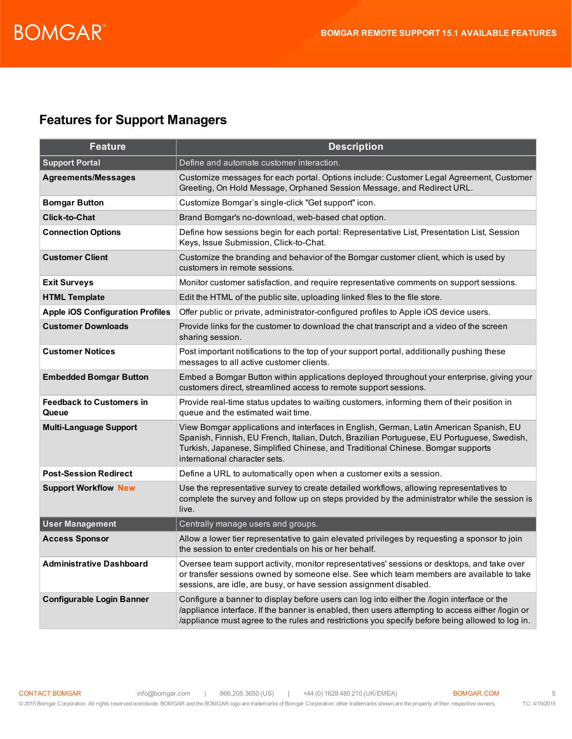## Features for Support Managers

| Feature | Description |
|---|---|
| **Support Portal** | Define and automate customer interaction. |
| **Agreements/Messages** | Customize messages for each portal. Options include: Customer Legal Agreement, Customer Greeting, On Hold Message, Orphaned Session Message, and Redirect URL. |
| **Bomgar Button** | Customize Bomgar's single-click "Get support" icon. |
| **Click-to-Chat** | Brand Bomgar's no-download, web-based chat option. |
| **Connection Options** | Define how sessions begin for each portal: Representative List, Presentation List, Session Keys, Issue Submission, Click-to-Chat. |
| **Customer Client** | Customize the branding and behavior of the Bomgar customer client, which is used by customers in remote sessions. |
| **Exit Surveys** | Monitor customer satisfaction, and require representative comments on support sessions. |
| **HTML Template** | Edit the HTML of the public site, uploading linked files to the file store. |
| **Apple iOS Configuration Profiles** | Offer public or private, administrator-configured profiles to Apple iOS device users. |
| **Customer Downloads** | Provide links for the customer to download the chat transcript and a video of the screen sharing session. |
| **Customer Notices** | Post important notifications to the top of your support portal, additionally pushing these messages to all active customer clients. |
| **Embedded Bomgar Button** | Embed a Bomgar Button within applications deployed throughout your enterprise, giving your customers direct, streamlined access to remote support sessions. |
| **Feedback to Customers in Queue** | Provide real-time status updates to waiting customers, informing them of their position in queue and the estimated wait time. |
| **Multi-Language Support** | View Bomgar applications and interfaces in English, German, Latin American Spanish, EU Spanish, Finnish, EU French, Italian, Dutch, Brazilian Portuguese, EU Portuguese, Swedish, Turkish, Japanese, Simplified Chinese, and Traditional Chinese. Bomgar supports international character sets. |
| **Post-Session Redirect** | Define a URL to automatically open when a customer exits a session. |
| **Support Workflow** New | Use the representative survey to create detailed workflows, allowing representatives to complete the survey and follow up on steps provided by the administrator while the session is live. |
| **User Management** | Centrally manage users and groups. |
| **Access Sponsor** | Allow a lower tier representative to gain elevated privileges by requesting a sponsor to join the session to enter credentials on his or her behalf. |
| **Administrative Dashboard** | Oversee team support activity, monitor representatives' sessions or desktops, and take over or transfer sessions owned by someone else. See which team members are available to take sessions, are idle, are busy, or have session assignment disabled. |
| **Configurable Login Banner** | Configure a banner to display before users can log into either the /login interface or the /appliance interface. If the banner is enabled, then users attempting to access either /login or /appliance must agree to the rules and restrictions you specify before being allowed to log in. |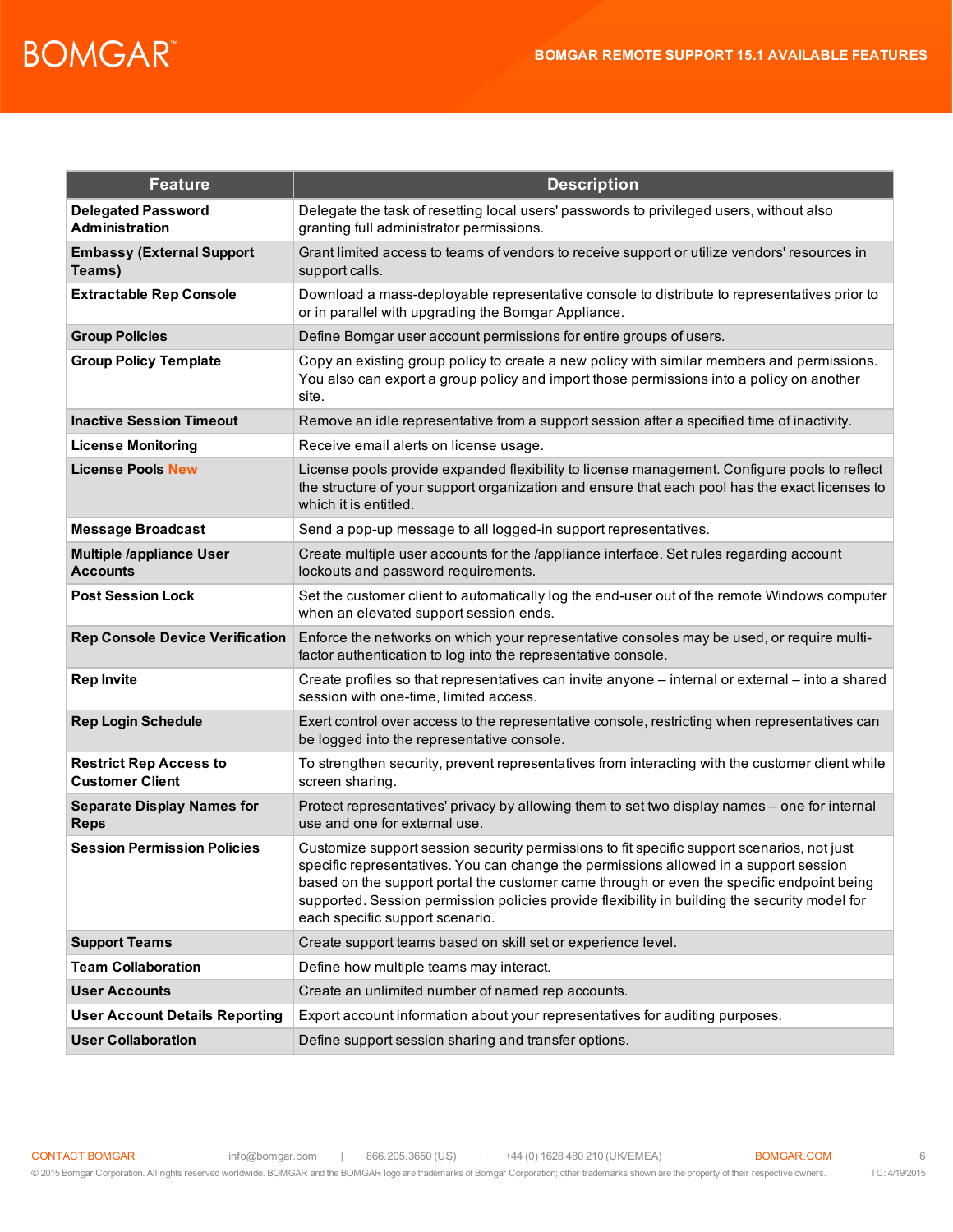| Feature | Description |
| --- | --- |
| **Delegated Password Administration** | Delegate the task of resetting local users' passwords to privileged users, without also granting full administrator permissions. |
| **Embassy (External Support Teams)** | Grant limited access to teams of vendors to receive support or utilize vendors' resources in support calls. |
| **Extractable Rep Console** | Download a mass-deployable representative console to distribute to representatives prior to or in parallel with upgrading the Bomgar Appliance. |
| **Group Policies** | Define Bomgar user account permissions for entire groups of users. |
| **Group Policy Template** | Copy an existing group policy to create a new policy with similar members and permissions. You also can export a group policy and import those permissions into a policy on another site. |
| **Inactive Session Timeout** | Remove an idle representative from a support session after a specified time of inactivity. |
| **License Monitoring** | Receive email alerts on license usage. |
| **License Pools New** | License pools provide expanded flexibility to license management. Configure pools to reflect the structure of your support organization and ensure that each pool has the exact licenses to which it is entitled. |
| **Message Broadcast** | Send a pop-up message to all logged-in support representatives. |
| **Multiple /appliance User Accounts** | Create multiple user accounts for the /appliance interface. Set rules regarding account lockouts and password requirements. |
| **Post Session Lock** | Set the customer client to automatically log the end-user out of the remote Windows computer when an elevated support session ends. |
| **Rep Console Device Verification** | Enforce the networks on which your representative consoles may be used, or require multi-factor authentication to log into the representative console. |
| **Rep Invite** | Create profiles so that representatives can invite anyone – internal or external – into a shared session with one-time, limited access. |
| **Rep Login Schedule** | Exert control over access to the representative console, restricting when representatives can be logged into the representative console. |
| **Restrict Rep Access to Customer Client** | To strengthen security, prevent representatives from interacting with the customer client while screen sharing. |
| **Separate Display Names for Reps** | Protect representatives' privacy by allowing them to set two display names – one for internal use and one for external use. |
| **Session Permission Policies** | Customize support session security permissions to fit specific support scenarios, not just specific representatives. You can change the permissions allowed in a support session based on the support portal the customer came through or even the specific endpoint being supported. Session permission policies provide flexibility in building the security model for each specific support scenario. |
| **Support Teams** | Create support teams based on skill set or experience level. |
| **Team Collaboration** | Define how multiple teams may interact. |
| **User Accounts** | Create an unlimited number of named rep accounts. |
| **User Account Details Reporting** | Export account information about your representatives for auditing purposes. |
| **User Collaboration** | Define support session sharing and transfer options. |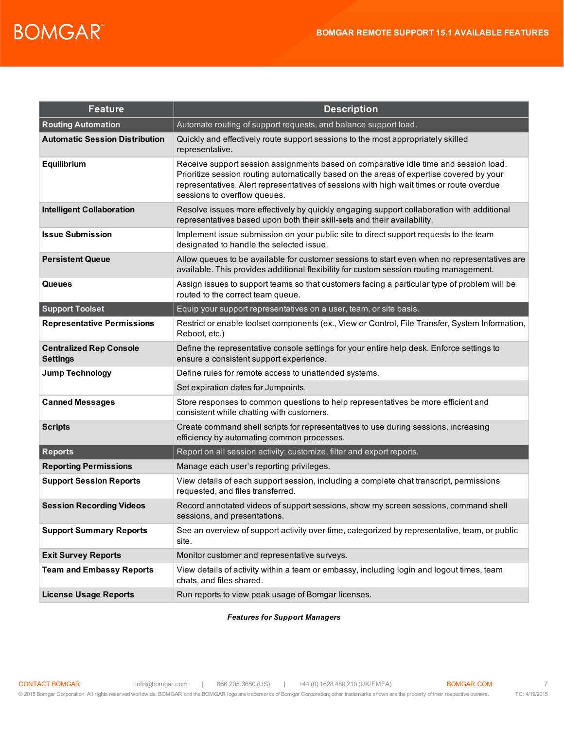| Feature | Description |
|---|---|
| **Routing Automation** | Automate routing of support requests, and balance support load. |
| **Automatic Session Distribution** | Quickly and effectively route support sessions to the most appropriately skilled representative. |
| **Equilibrium** | Receive support session assignments based on comparative idle time and session load. Prioritize session routing automatically based on the areas of expertise covered by your representatives. Alert representatives of sessions with high wait times or route overdue sessions to overflow queues. |
| **Intelligent Collaboration** | Resolve issues more effectively by quickly engaging support collaboration with additional representatives based upon both their skill-sets and their availability. |
| **Issue Submission** | Implement issue submission on your public site to direct support requests to the team designated to handle the selected issue. |
| **Persistent Queue** | Allow queues to be available for customer sessions to start even when no representatives are available. This provides additional flexibility for custom session routing management. |
| **Queues** | Assign issues to support teams so that customers facing a particular type of problem will be routed to the correct team queue. |
| **Support Toolset** | Equip your support representatives on a user, team, or site basis. |
| **Representative Permissions** | Restrict or enable toolset components (ex., View or Control, File Transfer, System Information, Reboot, etc.) |
| **Centralized Rep Console Settings** | Define the representative console settings for your entire help desk. Enforce settings to ensure a consistent support experience. |
| **Jump Technology** | Define rules for remote access to unattended systems. |
| | Set expiration dates for Jumpoints. |
| **Canned Messages** | Store responses to common questions to help representatives be more efficient and consistent while chatting with customers. |
| **Scripts** | Create command shell scripts for representatives to use during sessions, increasing efficiency by automating common processes. |
| **Reports** | Report on all session activity; customize, filter and export reports. |
| **Reporting Permissions** | Manage each user's reporting privileges. |
| **Support Session Reports** | View details of each support session, including a complete chat transcript, permissions requested, and files transferred. |
| **Session Recording Videos** | Record annotated videos of support sessions, show my screen sessions, command shell sessions, and presentations. |
| **Support Summary Reports** | See an overview of support activity over time, categorized by representative, team, or public site. |
| **Exit Survey Reports** | Monitor customer and representative surveys. |
| **Team and Embassy Reports** | View details of activity within a team or embassy, including login and logout times, team chats, and files shared. |
| **License Usage Reports** | Run reports to view peak usage of Bomgar licenses. |

***Features for Support Managers***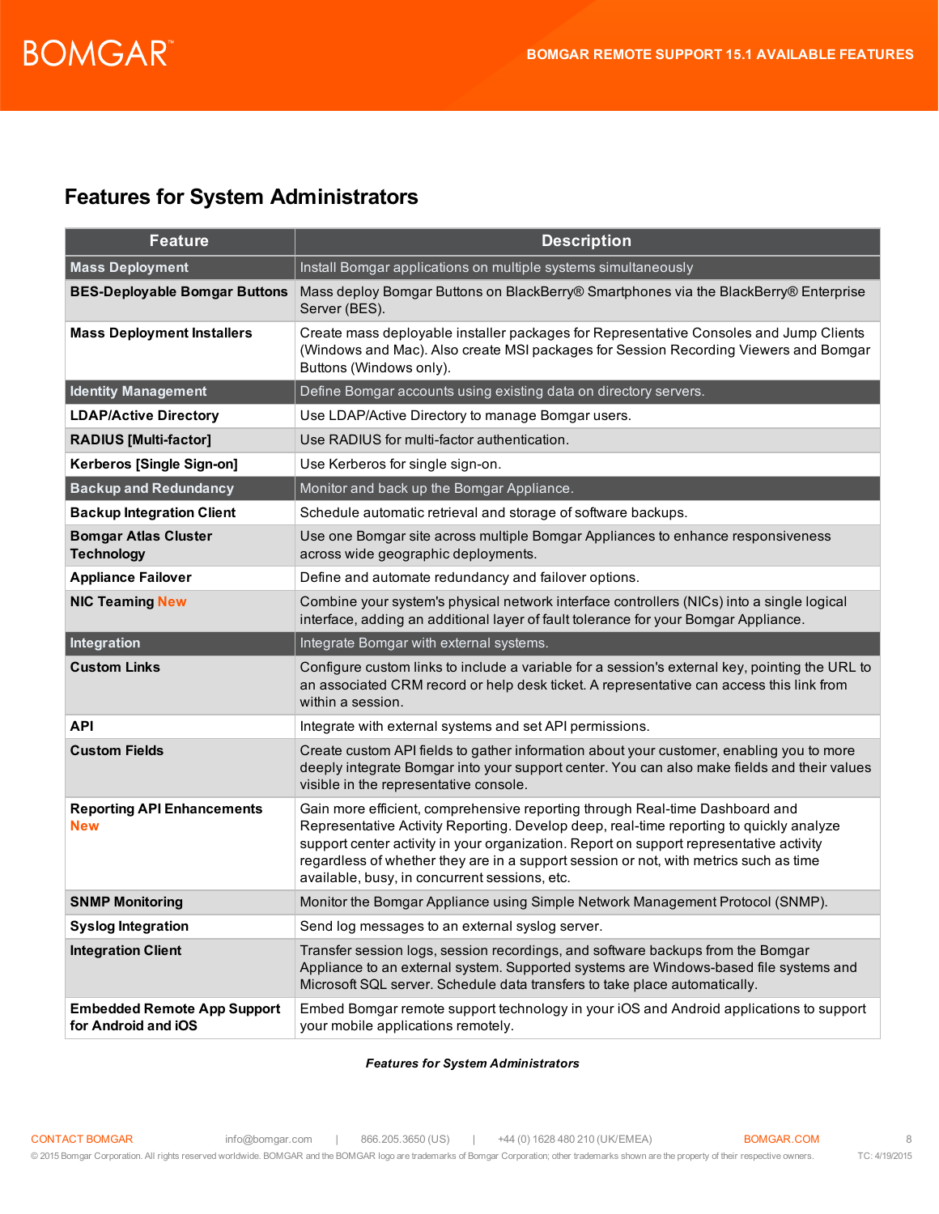## Features for System Administrators

| Feature | Description |
|---|---|
| **Mass Deployment** | Install Bomgar applications on multiple systems simultaneously |
| **BES-Deployable Bomgar Buttons** | Mass deploy Bomgar Buttons on BlackBerry® Smartphones via the BlackBerry® Enterprise Server (BES). |
| **Mass Deployment Installers** | Create mass deployable installer packages for Representative Consoles and Jump Clients (Windows and Mac). Also create MSI packages for Session Recording Viewers and Bomgar Buttons (Windows only). |
| **Identity Management** | Define Bomgar accounts using existing data on directory servers. |
| **LDAP/Active Directory** | Use LDAP/Active Directory to manage Bomgar users. |
| **RADIUS [Multi-factor]** | Use RADIUS for multi-factor authentication. |
| **Kerberos [Single Sign-on]** | Use Kerberos for single sign-on. |
| **Backup and Redundancy** | Monitor and back up the Bomgar Appliance. |
| **Backup Integration Client** | Schedule automatic retrieval and storage of software backups. |
| **Bomgar Atlas Cluster Technology** | Use one Bomgar site across multiple Bomgar Appliances to enhance responsiveness across wide geographic deployments. |
| **Appliance Failover** | Define and automate redundancy and failover options. |
| **NIC Teaming New** | Combine your system's physical network interface controllers (NICs) into a single logical interface, adding an additional layer of fault tolerance for your Bomgar Appliance. |
| **Integration** | Integrate Bomgar with external systems. |
| **Custom Links** | Configure custom links to include a variable for a session's external key, pointing the URL to an associated CRM record or help desk ticket. A representative can access this link from within a session. |
| **API** | Integrate with external systems and set API permissions. |
| **Custom Fields** | Create custom API fields to gather information about your customer, enabling you to more deeply integrate Bomgar into your support center. You can also make fields and their values visible in the representative console. |
| **Reporting API Enhancements New** | Gain more efficient, comprehensive reporting through Real-time Dashboard and Representative Activity Reporting. Develop deep, real-time reporting to quickly analyze support center activity in your organization. Report on support representative activity regardless of whether they are in a support session or not, with metrics such as time available, busy, in concurrent sessions, etc. |
| **SNMP Monitoring** | Monitor the Bomgar Appliance using Simple Network Management Protocol (SNMP). |
| **Syslog Integration** | Send log messages to an external syslog server. |
| **Integration Client** | Transfer session logs, session recordings, and software backups from the Bomgar Appliance to an external system. Supported systems are Windows-based file systems and Microsoft SQL server. Schedule data transfers to take place automatically. |
| **Embedded Remote App Support for Android and iOS** | Embed Bomgar remote support technology in your iOS and Android applications to support your mobile applications remotely. |

***Features for System Administrators***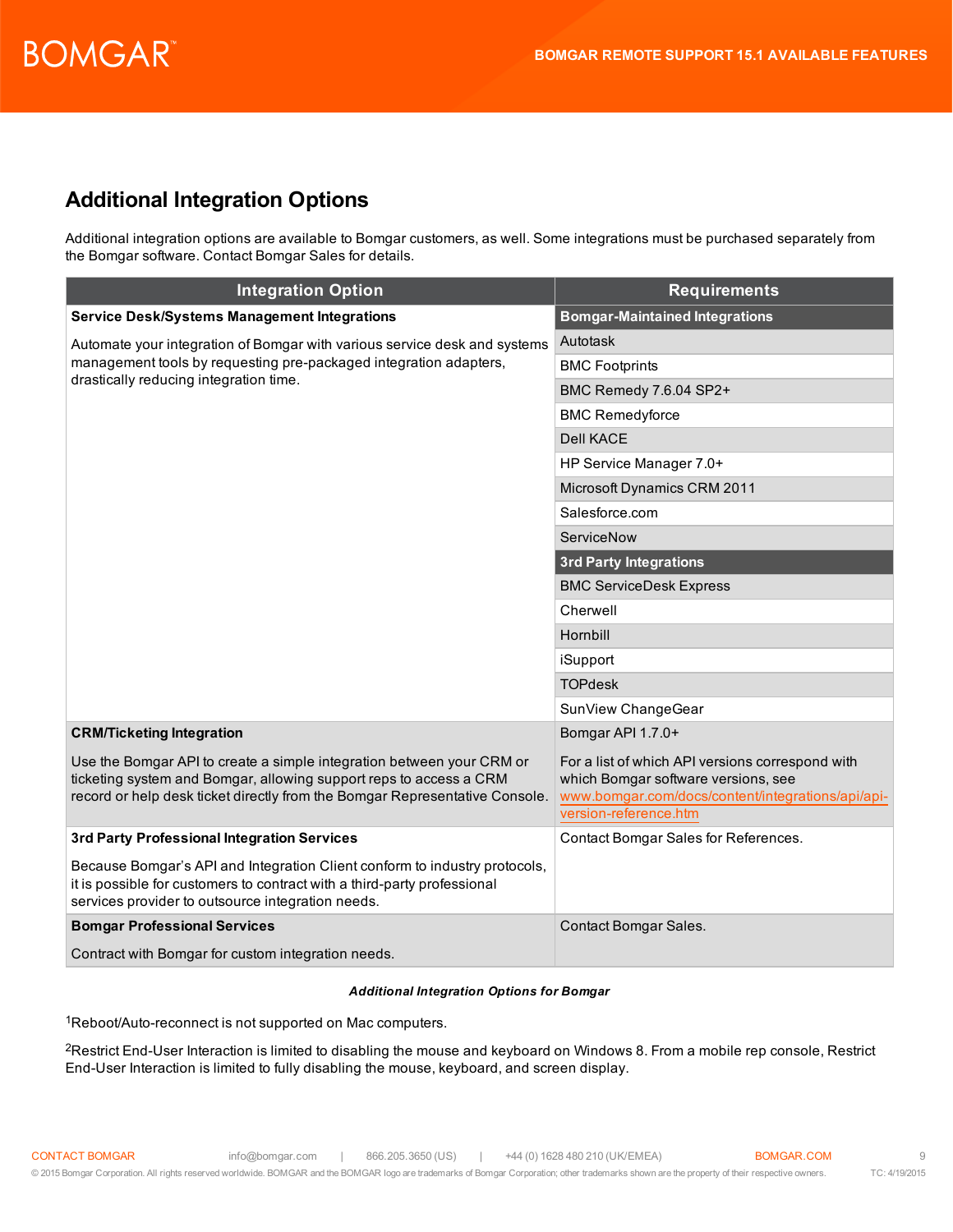## Additional Integration Options

Additional integration options are available to Bomgar customers, as well. Some integrations must be purchased separately from the Bomgar software. Contact Bomgar Sales for details.

| Integration Option | Requirements |
|---|---|
| **Service Desk/Systems Management Integrations**<br><br>Automate your integration of Bomgar with various service desk and systems management tools by requesting pre-packaged integration adapters, drastically reducing integration time. | **Bomgar-Maintained Integrations**<br>Autotask<br>BMC Footprints<br>BMC Remedy 7.6.04 SP2+<br>BMC Remedyforce<br>Dell KACE<br>HP Service Manager 7.0+<br>Microsoft Dynamics CRM 2011<br>Salesforce.com<br>ServiceNow<br>**3rd Party Integrations**<br>BMC ServiceDesk Express<br>Cherwell<br>Hornbill<br>iSupport<br>TOPdesk<br>SunView ChangeGear |
| **CRM/Ticketing Integration**<br><br>Use the Bomgar API to create a simple integration between your CRM or ticketing system and Bomgar, allowing support reps to access a CRM record or help desk ticket directly from the Bomgar Representative Console. | Bomgar API 1.7.0+<br><br>For a list of which API versions correspond with which Bomgar software versions, see www.bomgar.com/docs/content/integrations/api/api-version-reference.htm |
| **3rd Party Professional Integration Services**<br><br>Because Bomgar's API and Integration Client conform to industry protocols, it is possible for customers to contract with a third-party professional services provider to outsource integration needs. | Contact Bomgar Sales for References. |
| **Bomgar Professional Services**<br><br>Contract with Bomgar for custom integration needs. | Contact Bomgar Sales. |

***Additional Integration Options for Bomgar***

[1]Reboot/Auto-reconnect is not supported on Mac computers.

[2]Restrict End-User Interaction is limited to disabling the mouse and keyboard on Windows 8. From a mobile rep console, Restrict End-User Interaction is limited to fully disabling the mouse, keyboard, and screen display.